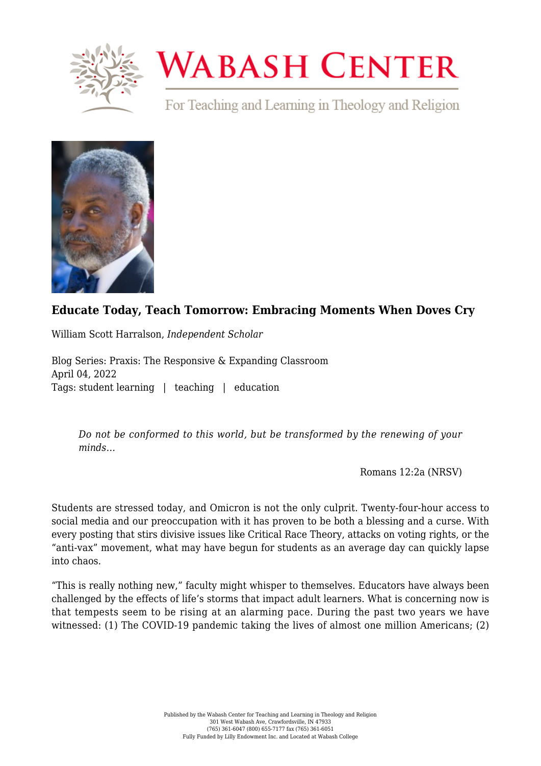# Educate Today, Teach Tomorrow: Embracing Moments When Doves Cry

William Scott Harralson, *Independent Scholar*

Blog Series: Praxis: The Responsive & Expanding Classroom
April 04, 2022
Tags: student learning | teaching | education

> *Do not be conformed to this world, but be transformed by the renewing of your minds…*
>
> Romans 12:2a (NRSV)

Students are stressed today, and Omicron is not the only culprit. Twenty-four-hour access to social media and our preoccupation with it has proven to be both a blessing and a curse. With every posting that stirs divisive issues like Critical Race Theory, attacks on voting rights, or the "anti-vax" movement, what may have begun for students as an average day can quickly lapse into chaos.

"This is really nothing new," faculty might whisper to themselves. Educators have always been challenged by the effects of life's storms that impact adult learners. What is concerning now is that tempests seem to be rising at an alarming pace. During the past two years we have witnessed: (1) The COVID-19 pandemic taking the lives of almost one million Americans; (2)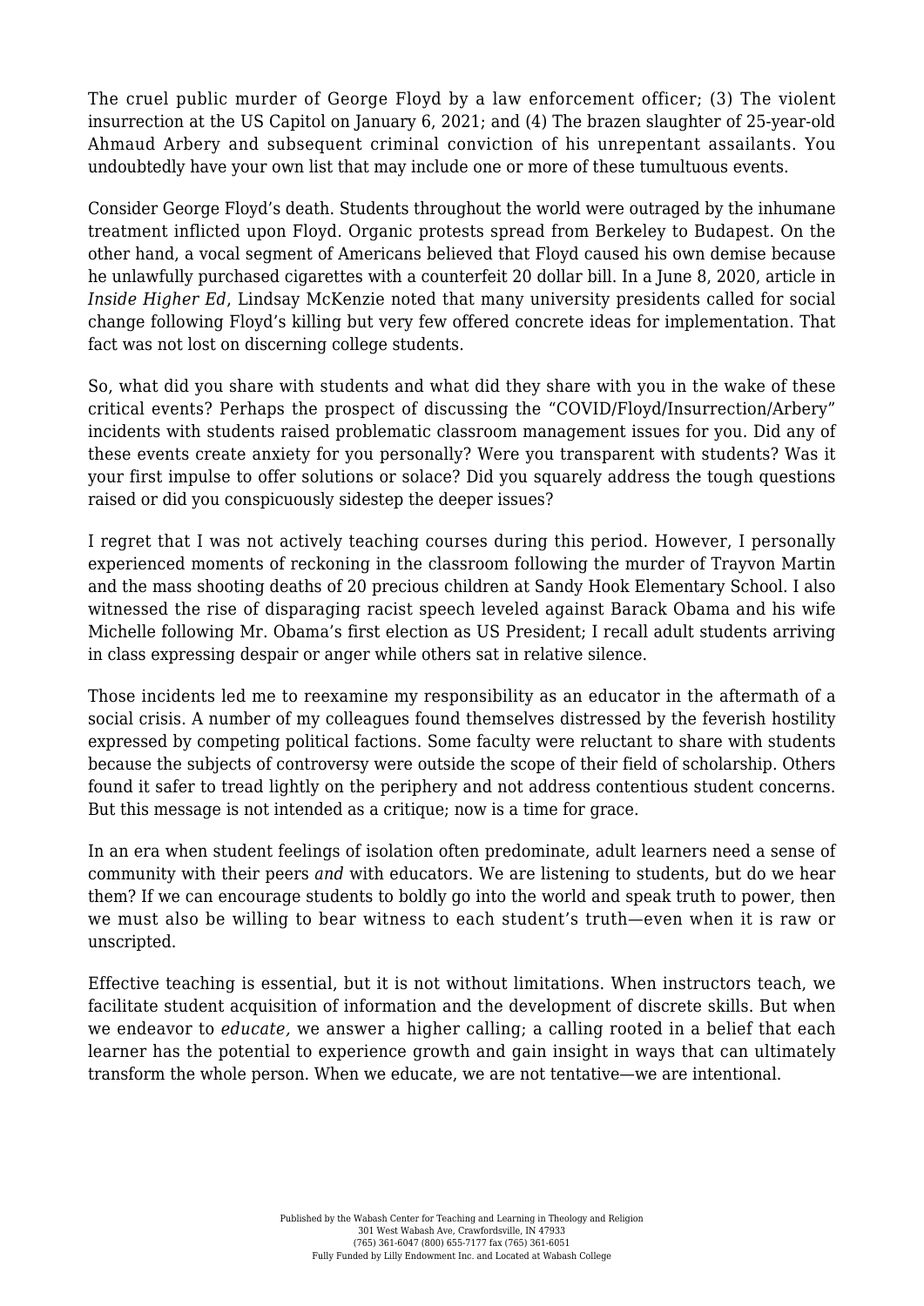The cruel public murder of George Floyd by a law enforcement officer; (3) The violent insurrection at the US Capitol on January 6, 2021; and (4) The brazen slaughter of 25-year-old Ahmaud Arbery and subsequent criminal conviction of his unrepentant assailants. You undoubtedly have your own list that may include one or more of these tumultuous events.

Consider George Floyd's death. Students throughout the world were outraged by the inhumane treatment inflicted upon Floyd. Organic protests spread from Berkeley to Budapest. On the other hand, a vocal segment of Americans believed that Floyd caused his own demise because he unlawfully purchased cigarettes with a counterfeit 20 dollar bill. In a June 8, 2020, article in *Inside Higher Ed*, Lindsay McKenzie noted that many university presidents called for social change following Floyd's killing but very few offered concrete ideas for implementation. That fact was not lost on discerning college students.

So, what did you share with students and what did they share with you in the wake of these critical events? Perhaps the prospect of discussing the "COVID/Floyd/Insurrection/Arbery" incidents with students raised problematic classroom management issues for you. Did any of these events create anxiety for you personally? Were you transparent with students? Was it your first impulse to offer solutions or solace? Did you squarely address the tough questions raised or did you conspicuously sidestep the deeper issues?

I regret that I was not actively teaching courses during this period. However, I personally experienced moments of reckoning in the classroom following the murder of Trayvon Martin and the mass shooting deaths of 20 precious children at Sandy Hook Elementary School. I also witnessed the rise of disparaging racist speech leveled against Barack Obama and his wife Michelle following Mr. Obama's first election as US President; I recall adult students arriving in class expressing despair or anger while others sat in relative silence.

Those incidents led me to reexamine my responsibility as an educator in the aftermath of a social crisis. A number of my colleagues found themselves distressed by the feverish hostility expressed by competing political factions. Some faculty were reluctant to share with students because the subjects of controversy were outside the scope of their field of scholarship. Others found it safer to tread lightly on the periphery and not address contentious student concerns. But this message is not intended as a critique; now is a time for grace.

In an era when student feelings of isolation often predominate, adult learners need a sense of community with their peers *and* with educators. We are listening to students, but do we hear them? If we can encourage students to boldly go into the world and speak truth to power, then we must also be willing to bear witness to each student's truth—even when it is raw or unscripted.

Effective teaching is essential, but it is not without limitations. When instructors teach, we facilitate student acquisition of information and the development of discrete skills. But when we endeavor to *educate,* we answer a higher calling; a calling rooted in a belief that each learner has the potential to experience growth and gain insight in ways that can ultimately transform the whole person. When we educate, we are not tentative—we are intentional.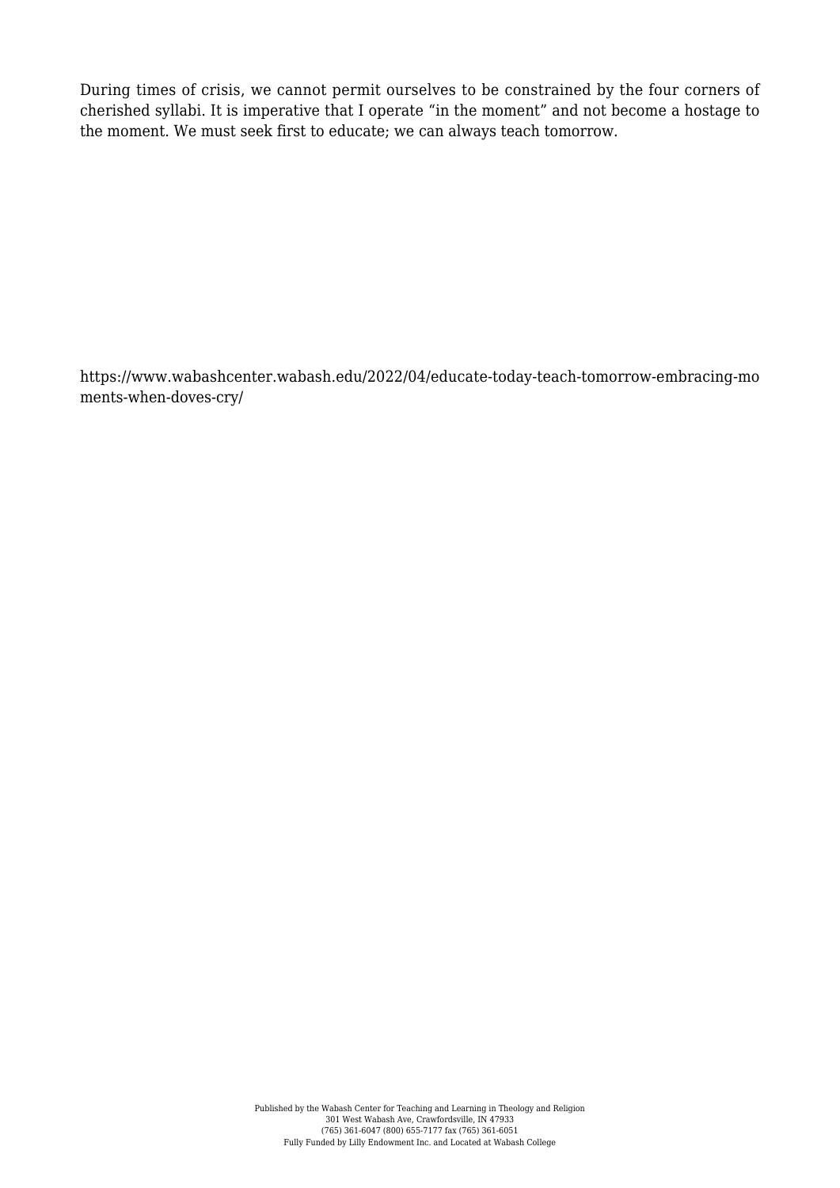During times of crisis, we cannot permit ourselves to be constrained by the four corners of cherished syllabi. It is imperative that I operate "in the moment" and not become a hostage to the moment. We must seek first to educate; we can always teach tomorrow.

https://www.wabashcenter.wabash.edu/2022/04/educate-today-teach-tomorrow-embracing-moments-when-doves-cry/